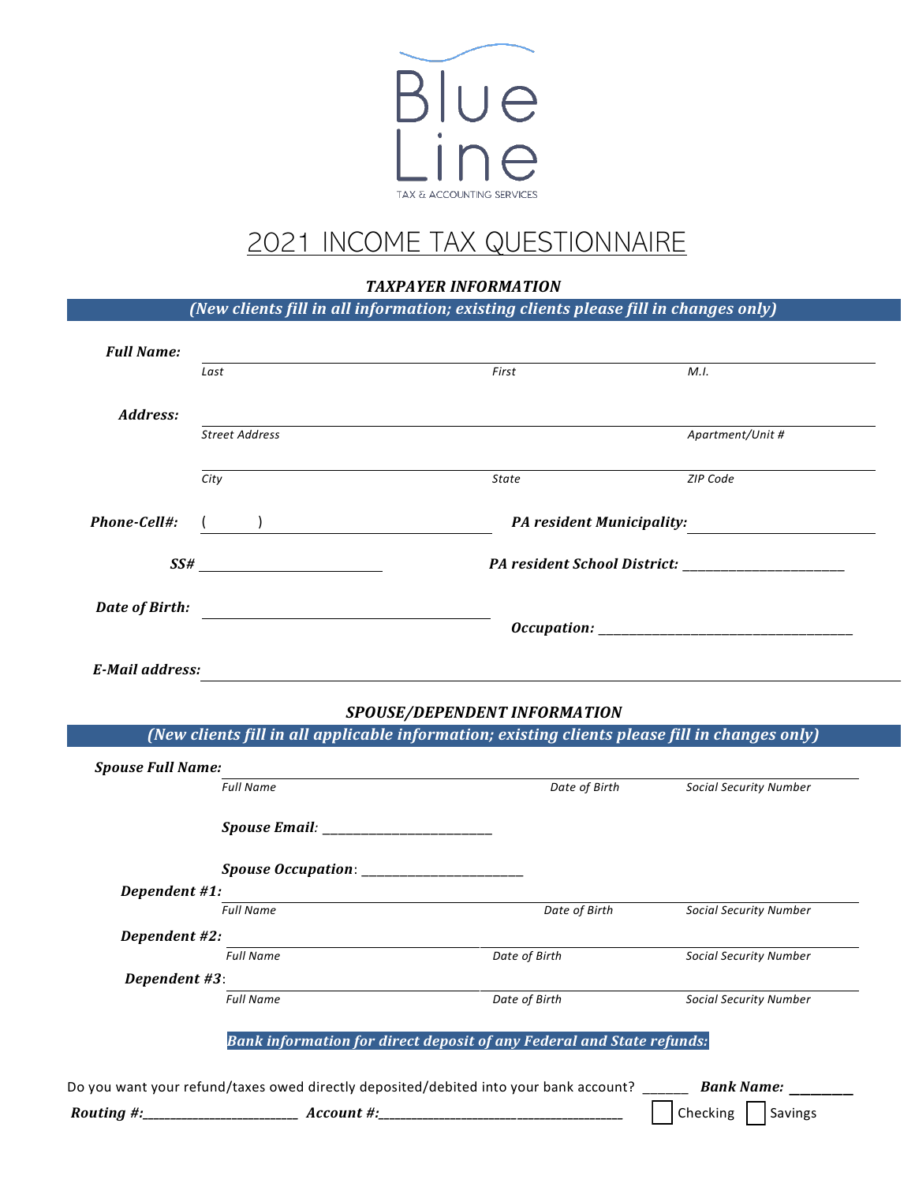Blue Line

TAX & ACCOUNTING SERVICES

# 2021 INCOME TAX QUESTIONNAIRE

### *TAXPAYER INFORMATION*

***(New clients fill in all information; existing clients please fill in changes only)***

***Full Name:*** ______________________________________________

*Last* *First* *M.I.*

***Address:*** ______________________________________________

*Street Address* *Apartment/Unit #*

______________________________________________

*City* *State* *ZIP Code*

***Phone-Cell#:*** ( ) ____________________ ***PA resident Municipality:*** ____________________

***SS#*** ____________________ ***PA resident School District:*** ____________________

***Date of Birth:*** ____________________ ***Occupation:*** ____________________

***E-Mail address:*** ______________________________________________

### *SPOUSE/DEPENDENT INFORMATION*

***(New clients fill in all applicable information; existing clients please fill in changes only)***

***Spouse Full Name:*** ______________________________________________

*Full Name* *Date of Birth* *Social Security Number*

***Spouse Email:*** ____________________

***Spouse Occupation***: ____________________

***Dependent #1:*** ______________________________________________

*Full Name* *Date of Birth* *Social Security Number*

***Dependent #2:*** ______________________________________________

*Full Name* *Date of Birth* *Social Security Number*

***Dependent #3***: ______________________________________________

*Full Name* *Date of Birth* *Social Security Number*

***Bank information for direct deposit of any Federal and State refunds:***

Do you want your refund/taxes owed directly deposited/debited into your bank account? ______ ***Bank Name:*** ________

***Routing #:***____________________ ***Account #:***____________________ ☐ Checking ☐ Savings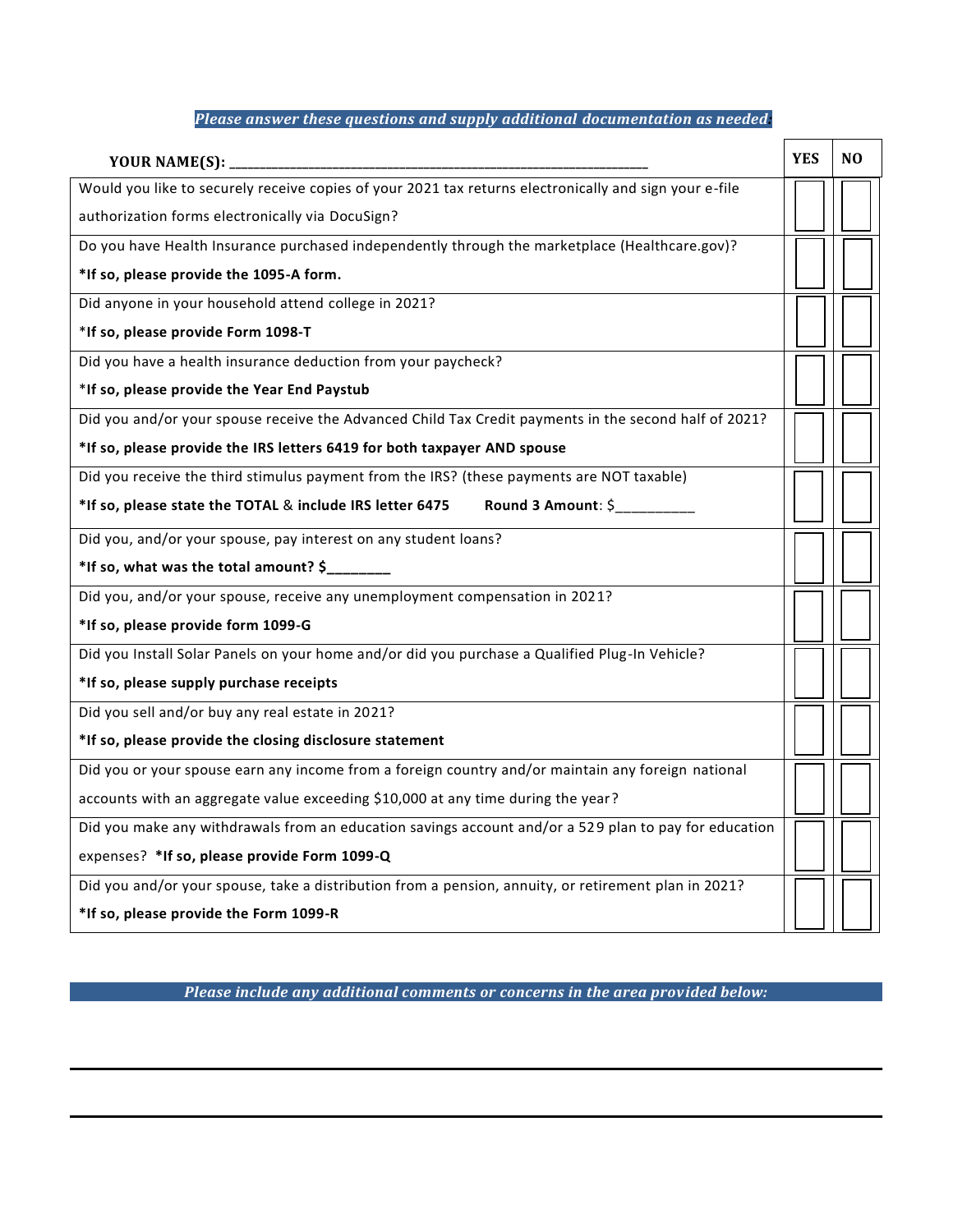***Please answer these questions and supply additional documentation as needed:***

| YOUR NAME(S): ___________________________________________________________ | YES | NO |
|---|---|---|
| Would you like to securely receive copies of your 2021 tax returns electronically and sign your e-file authorization forms electronically via DocuSign? | | |
| Do you have Health Insurance purchased independently through the marketplace (Healthcare.gov)? **\*If so, please provide the 1095-A form.** | | |
| Did anyone in your household attend college in 2021? **\*If so, please provide Form 1098-T** | | |
| Did you have a health insurance deduction from your paycheck? **\*If so, please provide the Year End Paystub** | | |
| Did you and/or your spouse receive the Advanced Child Tax Credit payments in the second half of 2021? **\*If so, please provide the IRS letters 6419 for both taxpayer AND spouse** | | |
| Did you receive the third stimulus payment from the IRS? (these payments are NOT taxable) **\*If so, please state the TOTAL & include IRS letter 6475** **Round 3 Amount**: $__________ | | |
| Did you, and/or your spouse, pay interest on any student loans? **\*If so, what was the total amount? $________** | | |
| Did you, and/or your spouse, receive any unemployment compensation in 2021? **\*If so, please provide form 1099-G** | | |
| Did you Install Solar Panels on your home and/or did you purchase a Qualified Plug-In Vehicle? **\*If so, please supply purchase receipts** | | |
| Did you sell and/or buy any real estate in 2021? **\*If so, please provide the closing disclosure statement** | | |
| Did you or your spouse earn any income from a foreign country and/or maintain any foreign national accounts with an aggregate value exceeding $10,000 at any time during the year? | | |
| Did you make any withdrawals from an education savings account and/or a 529 plan to pay for education expenses? **\*If so, please provide Form 1099-Q** | | |
| Did you and/or your spouse, take a distribution from a pension, annuity, or retirement plan in 2021? **\*If so, please provide the Form 1099-R** | | |

***Please include any additional comments or concerns in the area provided below:***

_______________________________________________________________________________

_______________________________________________________________________________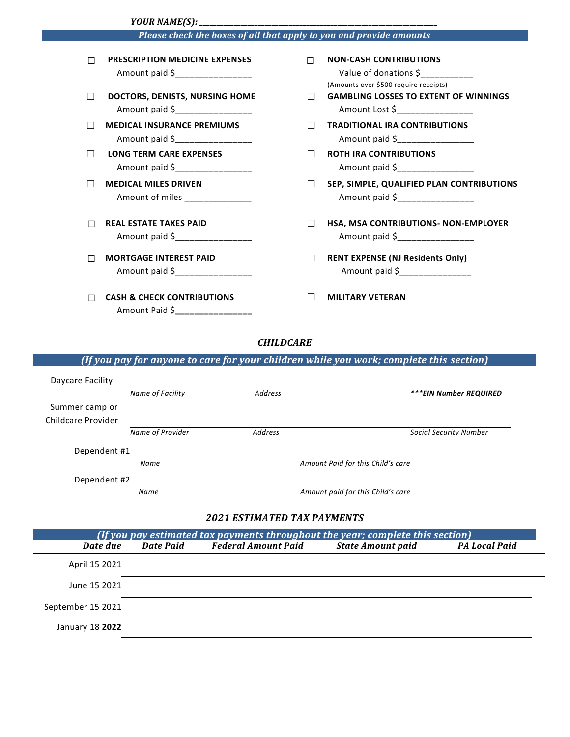***YOUR NAME(S):*** ___________________________________________________________

***Please check the boxes of all that apply to you and provide amounts***

☐ **PRESCRIPTION MEDICINE EXPENSES**
Amount paid $________________

☐ **DOCTORS, DENISTS, NURSING HOME**
Amount paid $________________

☐ **MEDICAL INSURANCE PREMIUMS**
Amount paid $________________

☐ **LONG TERM CARE EXPENSES**
Amount paid $________________

☐ **MEDICAL MILES DRIVEN**
Amount of miles ______________

☐ **REAL ESTATE TAXES PAID**
Amount paid $________________

☐ **MORTGAGE INTEREST PAID**
Amount paid $________________

☐ **CASH & CHECK CONTRIBUTIONS**
Amount Paid $________________

☐ **NON-CASH CONTRIBUTIONS**
Value of donations $___________
(Amounts over $500 require receipts)

☐ **GAMBLING LOSSES TO EXTENT OF WINNINGS**
Amount Lost $________________

☐ **TRADITIONAL IRA CONTRIBUTIONS**
Amount paid $________________

☐ **ROTH IRA CONTRIBUTIONS**
Amount paid $________________

☐ **SEP, SIMPLE, QUALIFIED PLAN CONTRIBUTIONS**
Amount paid $________________

☐ **HSA, MSA CONTRIBUTIONS- NON-EMPLOYER**
Amount paid $________________

☐ **RENT EXPENSE (NJ Residents Only)**
Amount paid $_______________

☐ **MILITARY VETERAN**

## *CHILDCARE*

***(If you pay for anyone to care for your children while you work; complete this section)***

Daycare Facility ______________________________________________________________
*Name of Facility* — *Address* — ***\*\*\*EIN Number REQUIRED***

Summer camp or Childcare Provider ______________________________________________________________
*Name of Provider* — *Address* — *Social Security Number*

Dependent #1 ______________________________________________________________
*Name* — *Amount Paid for this Child's care*

Dependent #2 ______________________________________________________________
*Name* — *Amount paid for this Child's care*

## *2021 ESTIMATED TAX PAYMENTS*

***(If you pay estimated tax payments throughout the year; complete this section)***

| *Date due* | *Date Paid* | ***Federal** Amount Paid* | ***State** Amount paid* | *PA **Local** Paid* |
|---|---|---|---|---|
| April 15 2021 | | | | |
| June 15 2021 | | | | |
| September 15 2021 | | | | |
| January 18 **2022** | | | | |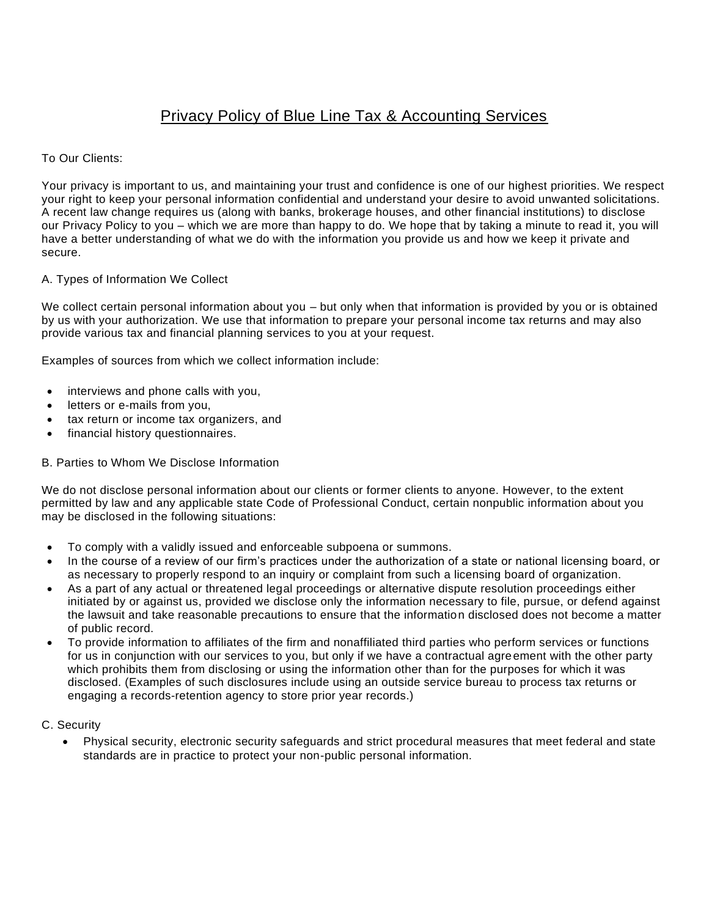# Privacy Policy of Blue Line Tax & Accounting Services

To Our Clients:

Your privacy is important to us, and maintaining your trust and confidence is one of our highest priorities. We respect your right to keep your personal information confidential and understand your desire to avoid unwanted solicitations. A recent law change requires us (along with banks, brokerage houses, and other financial institutions) to disclose our Privacy Policy to you – which we are more than happy to do. We hope that by taking a minute to read it, you will have a better understanding of what we do with the information you provide us and how we keep it private and secure.

A. Types of Information We Collect

We collect certain personal information about you – but only when that information is provided by you or is obtained by us with your authorization. We use that information to prepare your personal income tax returns and may also provide various tax and financial planning services to you at your request.

Examples of sources from which we collect information include:

- interviews and phone calls with you,
- letters or e-mails from you,
- tax return or income tax organizers, and
- financial history questionnaires.

B. Parties to Whom We Disclose Information

We do not disclose personal information about our clients or former clients to anyone. However, to the extent permitted by law and any applicable state Code of Professional Conduct, certain nonpublic information about you may be disclosed in the following situations:

- To comply with a validly issued and enforceable subpoena or summons.
- In the course of a review of our firm's practices under the authorization of a state or national licensing board, or as necessary to properly respond to an inquiry or complaint from such a licensing board of organization.
- As a part of any actual or threatened legal proceedings or alternative dispute resolution proceedings either initiated by or against us, provided we disclose only the information necessary to file, pursue, or defend against the lawsuit and take reasonable precautions to ensure that the information disclosed does not become a matter of public record.
- To provide information to affiliates of the firm and nonaffiliated third parties who perform services or functions for us in conjunction with our services to you, but only if we have a contractual agreement with the other party which prohibits them from disclosing or using the information other than for the purposes for which it was disclosed. (Examples of such disclosures include using an outside service bureau to process tax returns or engaging a records-retention agency to store prior year records.)

C. Security

- Physical security, electronic security safeguards and strict procedural measures that meet federal and state standards are in practice to protect your non-public personal information.